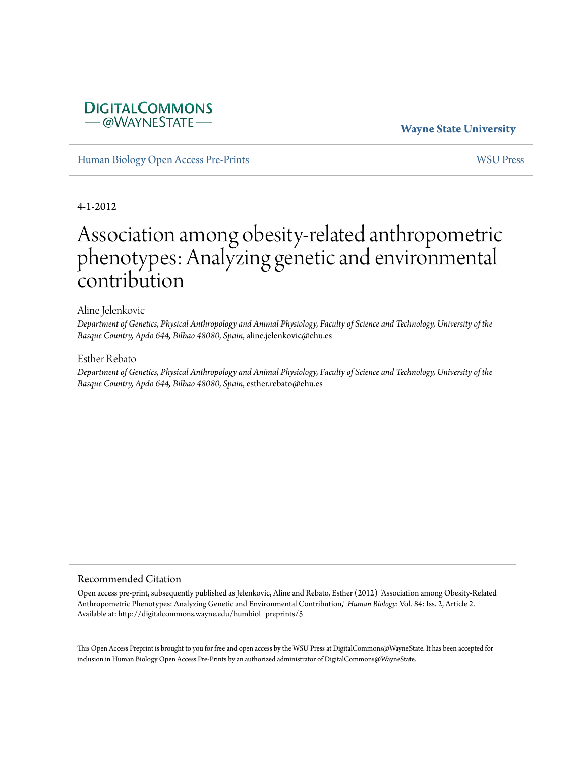DigitalCommons @WayneState

Wayne State University

Human Biology Open Access Pre-Prints

WSU Press

4-1-2012

# Association among obesity-related anthropometric phenotypes: Analyzing genetic and environmental contribution

Aline Jelenkovic

*Department of Genetics, Physical Anthropology and Animal Physiology, Faculty of Science and Technology, University of the Basque Country, Apdo 644, Bilbao 48080, Spain*, aline.jelenkovic@ehu.es

Esther Rebato

*Department of Genetics, Physical Anthropology and Animal Physiology, Faculty of Science and Technology, University of the Basque Country, Apdo 644, Bilbao 48080, Spain*, esther.rebato@ehu.es

## Recommended Citation

Open access pre-print, subsequently published as Jelenkovic, Aline and Rebato, Esther (2012) "Association among Obesity-Related Anthropometric Phenotypes: Analyzing Genetic and Environmental Contribution," *Human Biology*: Vol. 84: Iss. 2, Article 2.
Available at: http://digitalcommons.wayne.edu/humbiol_preprints/5

This Open Access Preprint is brought to you for free and open access by the WSU Press at DigitalCommons@WayneState. It has been accepted for inclusion in Human Biology Open Access Pre-Prints by an authorized administrator of DigitalCommons@WayneState.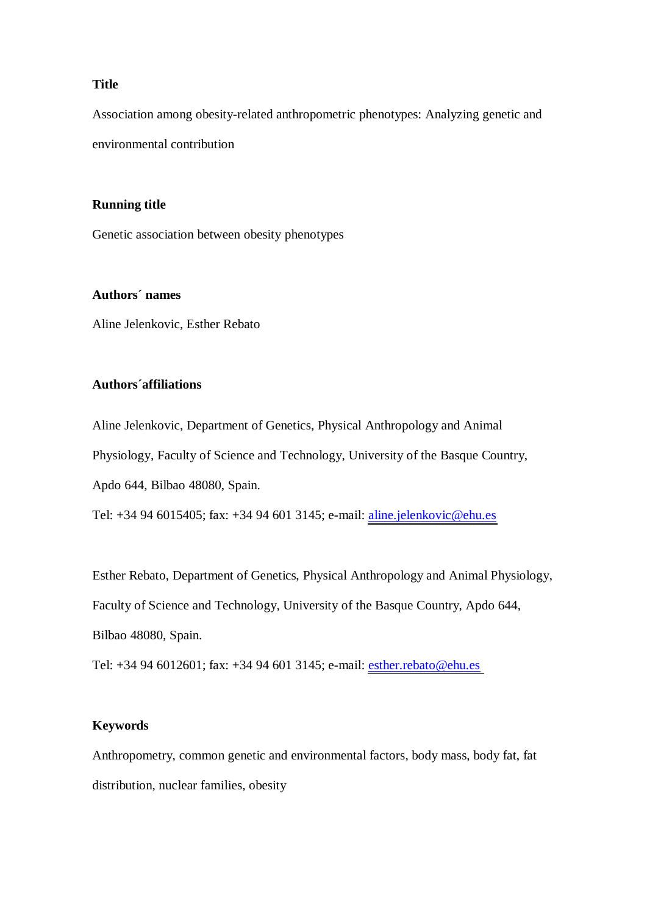**Title**

Association among obesity-related anthropometric phenotypes: Analyzing genetic and environmental contribution

**Running title**

Genetic association between obesity phenotypes

**Authors´ names**

Aline Jelenkovic, Esther Rebato

**Authors´affiliations**

Aline Jelenkovic, Department of Genetics, Physical Anthropology and Animal Physiology, Faculty of Science and Technology, University of the Basque Country, Apdo 644, Bilbao 48080, Spain.

Tel: +34 94 6015405; fax: +34 94 601 3145; e-mail: aline.jelenkovic@ehu.es

Esther Rebato, Department of Genetics, Physical Anthropology and Animal Physiology, Faculty of Science and Technology, University of the Basque Country, Apdo 644, Bilbao 48080, Spain.

Tel: +34 94 6012601; fax: +34 94 601 3145; e-mail: esther.rebato@ehu.es

**Keywords**

Anthropometry, common genetic and environmental factors, body mass, body fat, fat distribution, nuclear families, obesity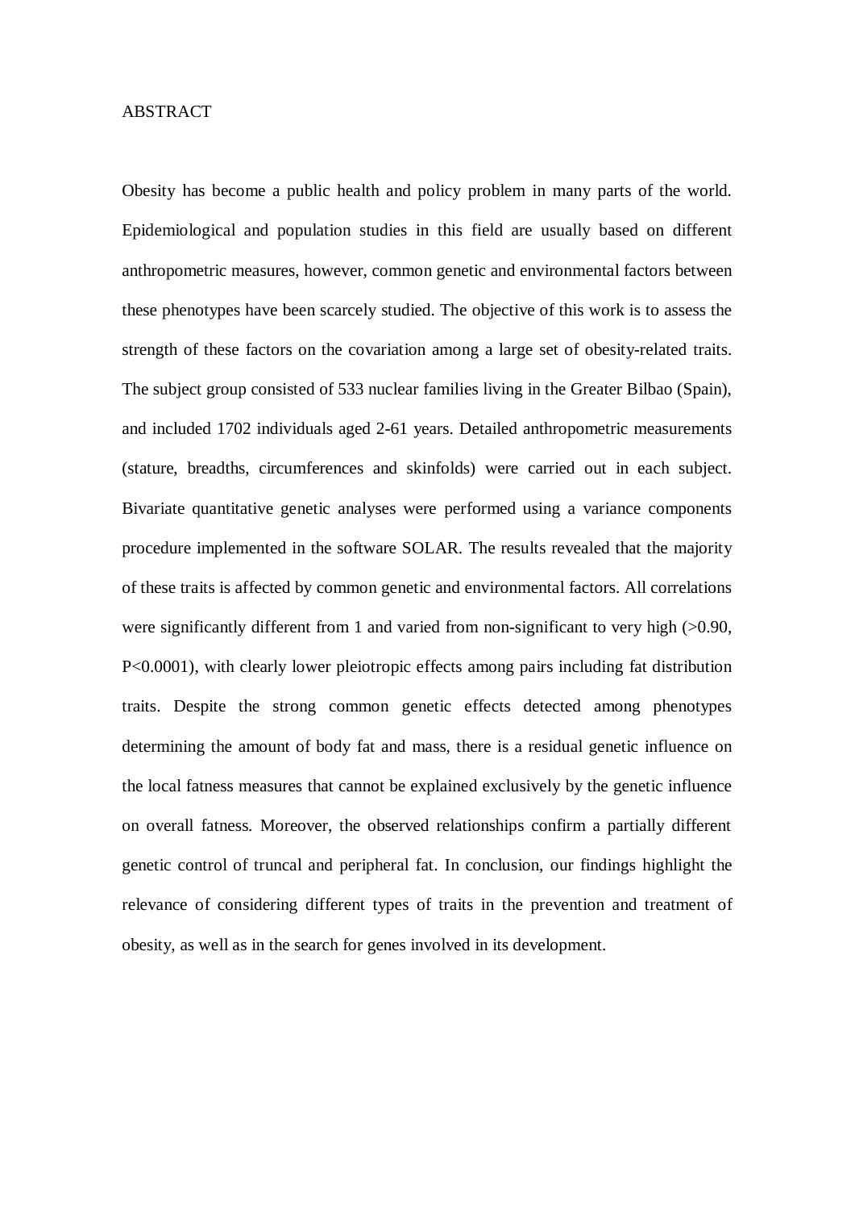# ABSTRACT

Obesity has become a public health and policy problem in many parts of the world. Epidemiological and population studies in this field are usually based on different anthropometric measures, however, common genetic and environmental factors between these phenotypes have been scarcely studied. The objective of this work is to assess the strength of these factors on the covariation among a large set of obesity-related traits. The subject group consisted of 533 nuclear families living in the Greater Bilbao (Spain), and included 1702 individuals aged 2-61 years. Detailed anthropometric measurements (stature, breadths, circumferences and skinfolds) were carried out in each subject. Bivariate quantitative genetic analyses were performed using a variance components procedure implemented in the software SOLAR. The results revealed that the majority of these traits is affected by common genetic and environmental factors. All correlations were significantly different from 1 and varied from non-significant to very high (>0.90, $P<0.0001$), with clearly lower pleiotropic effects among pairs including fat distribution traits. Despite the strong common genetic effects detected among phenotypes determining the amount of body fat and mass, there is a residual genetic influence on the local fatness measures that cannot be explained exclusively by the genetic influence on overall fatness. Moreover, the observed relationships confirm a partially different genetic control of truncal and peripheral fat. In conclusion, our findings highlight the relevance of considering different types of traits in the prevention and treatment of obesity, as well as in the search for genes involved in its development.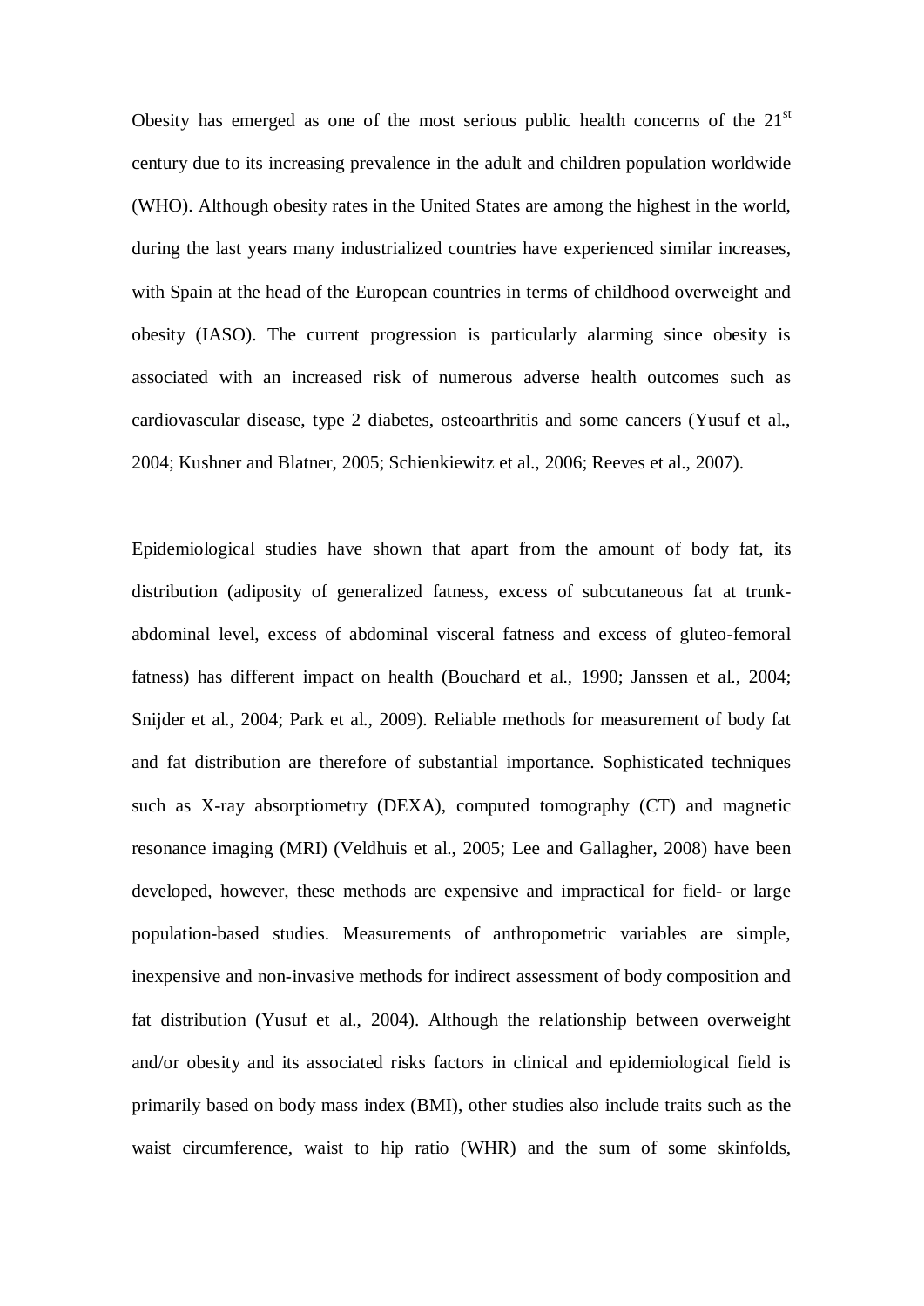Obesity has emerged as one of the most serious public health concerns of the 21[st] century due to its increasing prevalence in the adult and children population worldwide (WHO). Although obesity rates in the United States are among the highest in the world, during the last years many industrialized countries have experienced similar increases, with Spain at the head of the European countries in terms of childhood overweight and obesity (IASO). The current progression is particularly alarming since obesity is associated with an increased risk of numerous adverse health outcomes such as cardiovascular disease, type 2 diabetes, osteoarthritis and some cancers (Yusuf et al., 2004; Kushner and Blatner, 2005; Schienkiewitz et al., 2006; Reeves et al., 2007).

Epidemiological studies have shown that apart from the amount of body fat, its distribution (adiposity of generalized fatness, excess of subcutaneous fat at trunk-abdominal level, excess of abdominal visceral fatness and excess of gluteo-femoral fatness) has different impact on health (Bouchard et al., 1990; Janssen et al., 2004; Snijder et al., 2004; Park et al., 2009). Reliable methods for measurement of body fat and fat distribution are therefore of substantial importance. Sophisticated techniques such as X-ray absorptiometry (DEXA), computed tomography (CT) and magnetic resonance imaging (MRI) (Veldhuis et al., 2005; Lee and Gallagher, 2008) have been developed, however, these methods are expensive and impractical for field- or large population-based studies. Measurements of anthropometric variables are simple, inexpensive and non-invasive methods for indirect assessment of body composition and fat distribution (Yusuf et al., 2004). Although the relationship between overweight and/or obesity and its associated risks factors in clinical and epidemiological field is primarily based on body mass index (BMI), other studies also include traits such as the waist circumference, waist to hip ratio (WHR) and the sum of some skinfolds,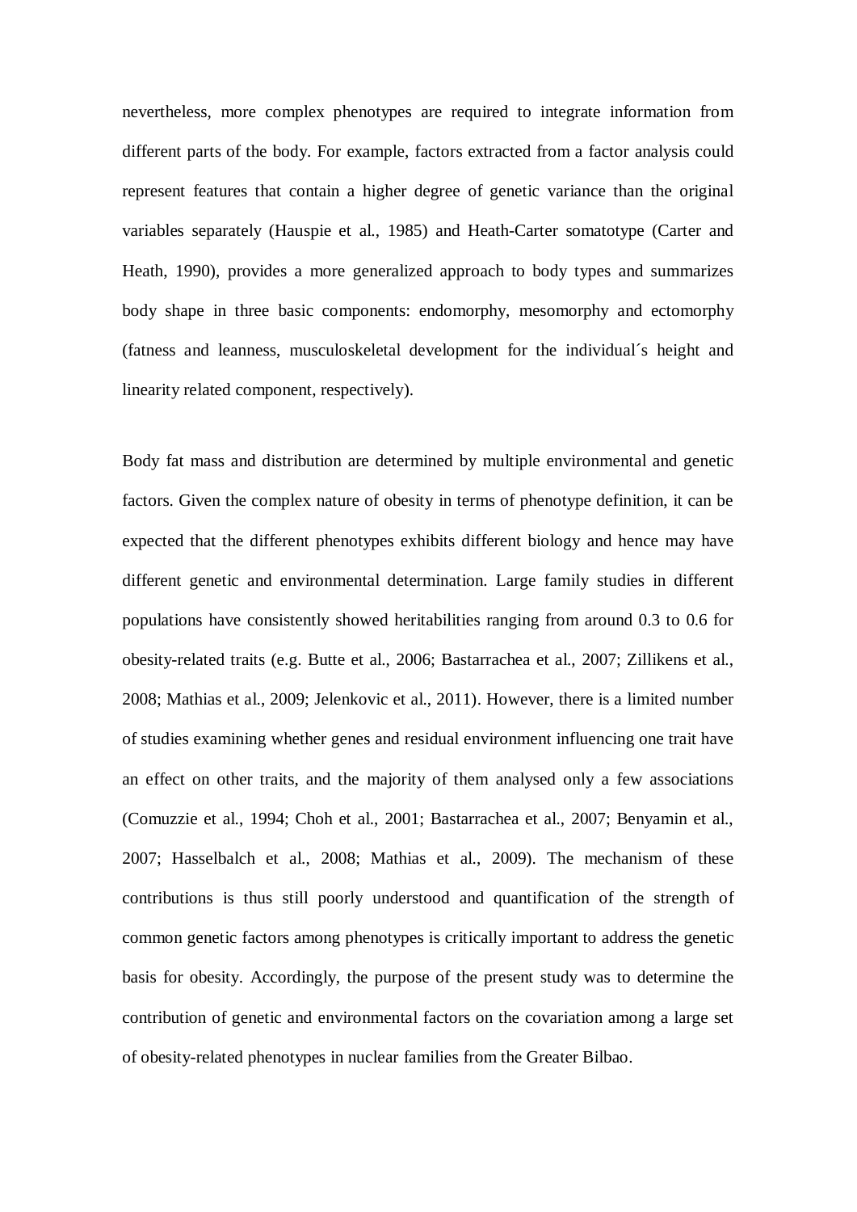nevertheless, more complex phenotypes are required to integrate information from different parts of the body. For example, factors extracted from a factor analysis could represent features that contain a higher degree of genetic variance than the original variables separately (Hauspie et al., 1985) and Heath-Carter somatotype (Carter and Heath, 1990), provides a more generalized approach to body types and summarizes body shape in three basic components: endomorphy, mesomorphy and ectomorphy (fatness and leanness, musculoskeletal development for the individual´s height and linearity related component, respectively).

Body fat mass and distribution are determined by multiple environmental and genetic factors. Given the complex nature of obesity in terms of phenotype definition, it can be expected that the different phenotypes exhibits different biology and hence may have different genetic and environmental determination. Large family studies in different populations have consistently showed heritabilities ranging from around 0.3 to 0.6 for obesity-related traits (e.g. Butte et al., 2006; Bastarrachea et al., 2007; Zillikens et al., 2008; Mathias et al., 2009; Jelenkovic et al., 2011). However, there is a limited number of studies examining whether genes and residual environment influencing one trait have an effect on other traits, and the majority of them analysed only a few associations (Comuzzie et al., 1994; Choh et al., 2001; Bastarrachea et al., 2007; Benyamin et al., 2007; Hasselbalch et al., 2008; Mathias et al., 2009). The mechanism of these contributions is thus still poorly understood and quantification of the strength of common genetic factors among phenotypes is critically important to address the genetic basis for obesity. Accordingly, the purpose of the present study was to determine the contribution of genetic and environmental factors on the covariation among a large set of obesity-related phenotypes in nuclear families from the Greater Bilbao.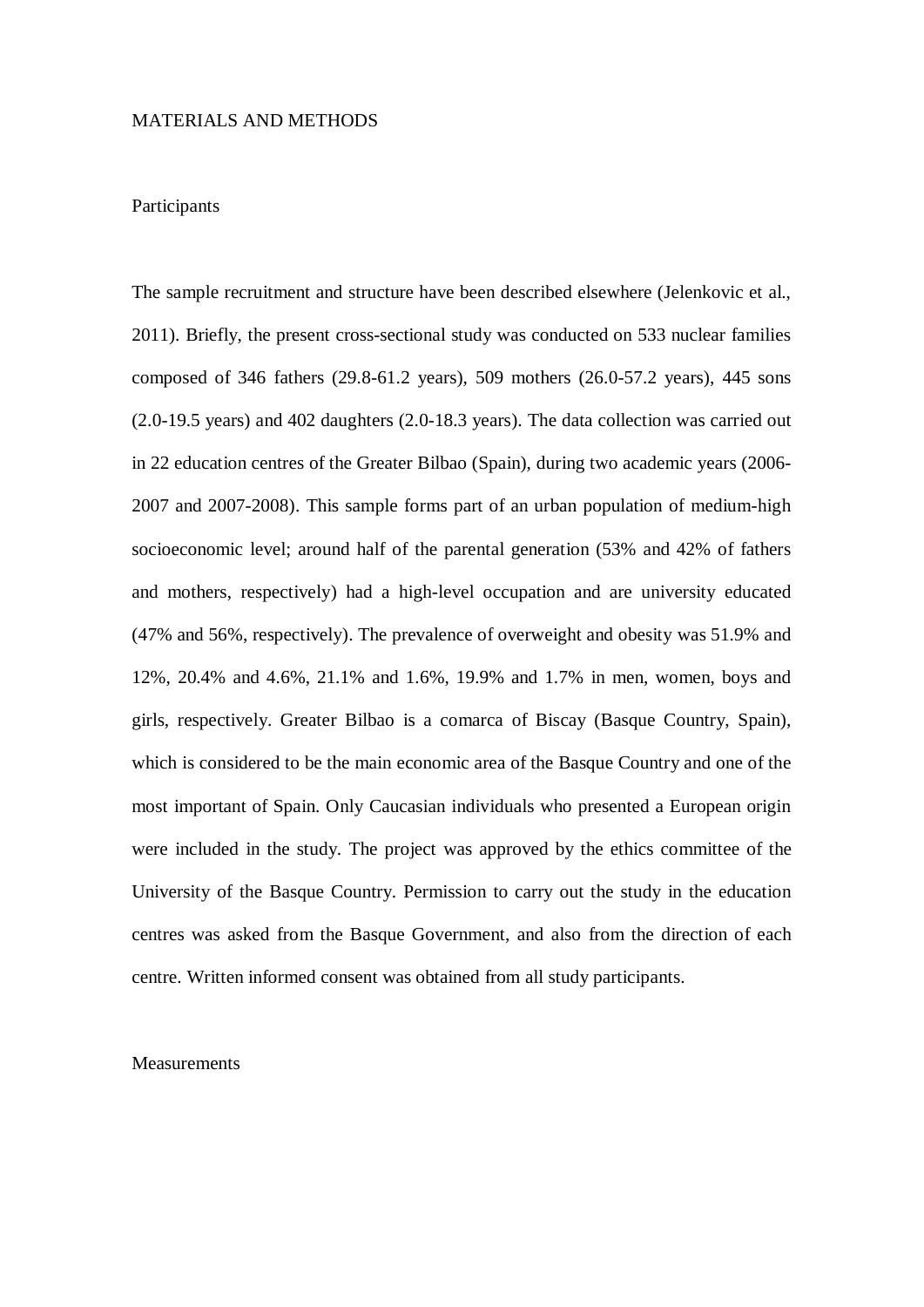# MATERIALS AND METHODS

## Participants

The sample recruitment and structure have been described elsewhere (Jelenkovic et al., 2011). Briefly, the present cross-sectional study was conducted on 533 nuclear families composed of 346 fathers (29.8-61.2 years), 509 mothers (26.0-57.2 years), 445 sons (2.0-19.5 years) and 402 daughters (2.0-18.3 years). The data collection was carried out in 22 education centres of the Greater Bilbao (Spain), during two academic years (2006-2007 and 2007-2008). This sample forms part of an urban population of medium-high socioeconomic level; around half of the parental generation (53% and 42% of fathers and mothers, respectively) had a high-level occupation and are university educated (47% and 56%, respectively). The prevalence of overweight and obesity was 51.9% and 12%, 20.4% and 4.6%, 21.1% and 1.6%, 19.9% and 1.7% in men, women, boys and girls, respectively. Greater Bilbao is a comarca of Biscay (Basque Country, Spain), which is considered to be the main economic area of the Basque Country and one of the most important of Spain. Only Caucasian individuals who presented a European origin were included in the study. The project was approved by the ethics committee of the University of the Basque Country. Permission to carry out the study in the education centres was asked from the Basque Government, and also from the direction of each centre. Written informed consent was obtained from all study participants.

## Measurements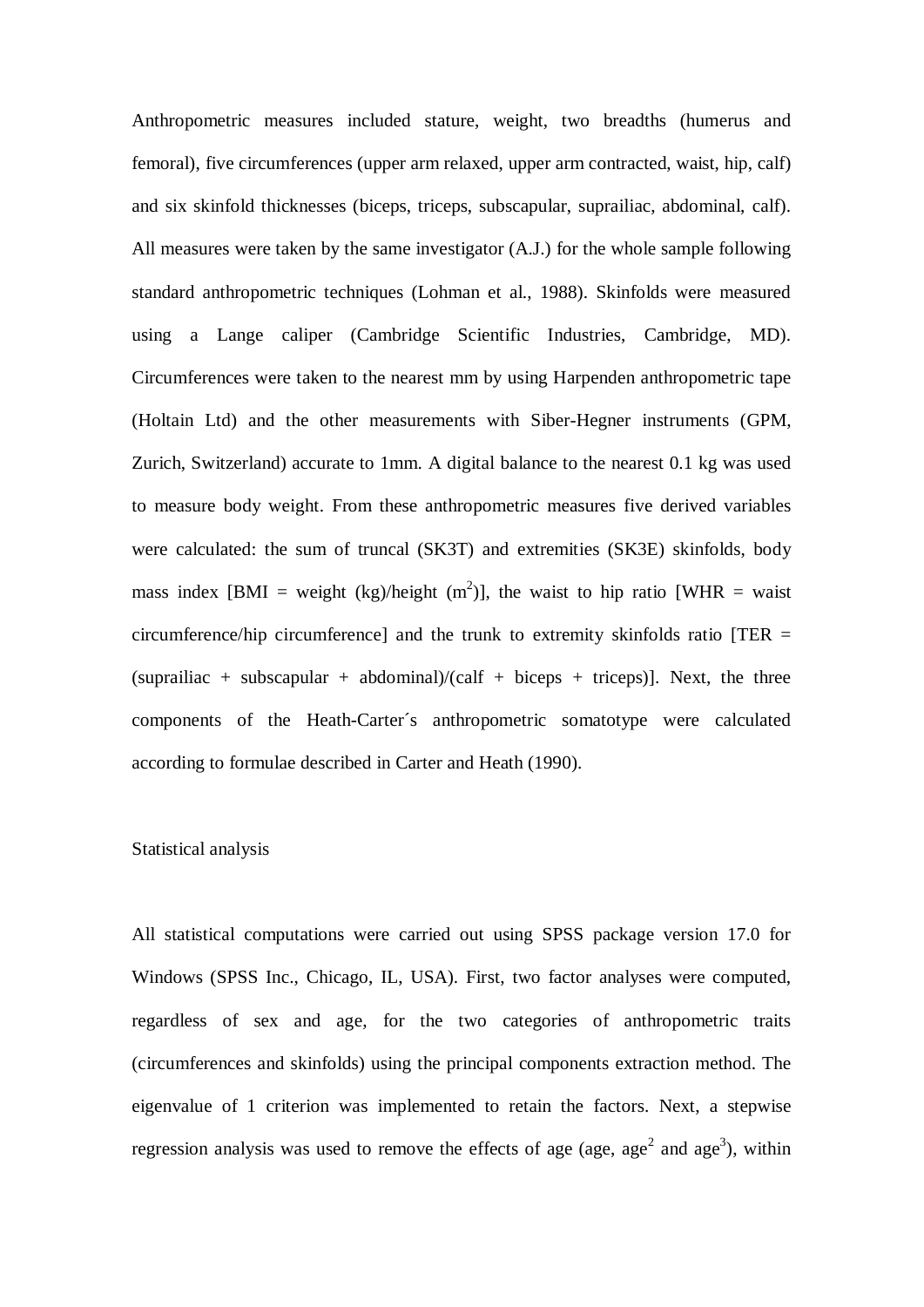Anthropometric measures included stature, weight, two breadths (humerus and femoral), five circumferences (upper arm relaxed, upper arm contracted, waist, hip, calf) and six skinfold thicknesses (biceps, triceps, subscapular, suprailiac, abdominal, calf). All measures were taken by the same investigator (A.J.) for the whole sample following standard anthropometric techniques (Lohman et al., 1988). Skinfolds were measured using a Lange caliper (Cambridge Scientific Industries, Cambridge, MD). Circumferences were taken to the nearest mm by using Harpenden anthropometric tape (Holtain Ltd) and the other measurements with Siber-Hegner instruments (GPM, Zurich, Switzerland) accurate to 1mm. A digital balance to the nearest 0.1 kg was used to measure body weight. From these anthropometric measures five derived variables were calculated: the sum of truncal (SK3T) and extremities (SK3E) skinfolds, body mass index [BMI = weight (kg)/height ($m^2$)], the waist to hip ratio [WHR = waist circumference/hip circumference] and the trunk to extremity skinfolds ratio [TER = (suprailiac + subscapular + abdominal)/(calf + biceps + triceps)]. Next, the three components of the Heath-Carter´s anthropometric somatotype were calculated according to formulae described in Carter and Heath (1990).

## Statistical analysis

All statistical computations were carried out using SPSS package version 17.0 for Windows (SPSS Inc., Chicago, IL, USA). First, two factor analyses were computed, regardless of sex and age, for the two categories of anthropometric traits (circumferences and skinfolds) using the principal components extraction method. The eigenvalue of 1 criterion was implemented to retain the factors. Next, a stepwise regression analysis was used to remove the effects of age (age, $age^2$ and $age^3$), within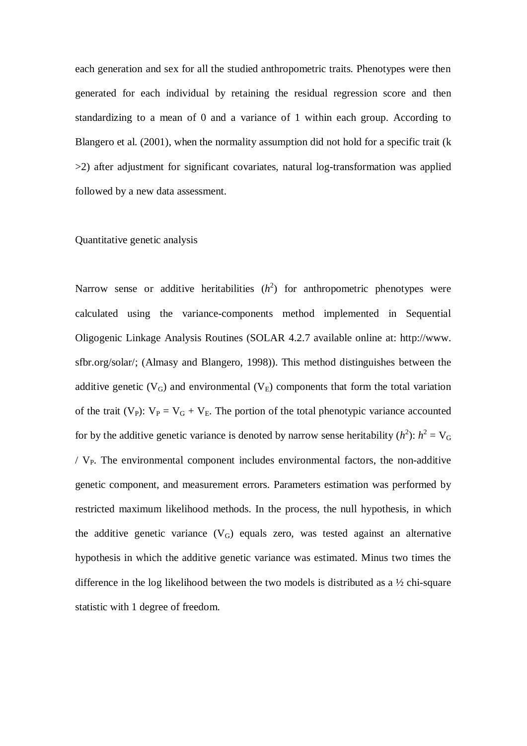each generation and sex for all the studied anthropometric traits. Phenotypes were then generated for each individual by retaining the residual regression score and then standardizing to a mean of 0 and a variance of 1 within each group. According to Blangero et al. (2001), when the normality assumption did not hold for a specific trait (k >2) after adjustment for significant covariates, natural log-transformation was applied followed by a new data assessment.

## Quantitative genetic analysis

Narrow sense or additive heritabilities ($h^2$) for anthropometric phenotypes were calculated using the variance-components method implemented in Sequential Oligogenic Linkage Analysis Routines (SOLAR 4.2.7 available online at: http://www.sfbr.org/solar/; (Almasy and Blangero, 1998)). This method distinguishes between the additive genetic ($V_G$) and environmental ($V_E$) components that form the total variation of the trait ($V_P$): $V_P = V_G + V_E$. The portion of the total phenotypic variance accounted for by the additive genetic variance is denoted by narrow sense heritability ($h^2$): $h^2 = V_G / V_P$. The environmental component includes environmental factors, the non-additive genetic component, and measurement errors. Parameters estimation was performed by restricted maximum likelihood methods. In the process, the null hypothesis, in which the additive genetic variance ($V_G$) equals zero, was tested against an alternative hypothesis in which the additive genetic variance was estimated. Minus two times the difference in the log likelihood between the two models is distributed as a ½ chi-square statistic with 1 degree of freedom.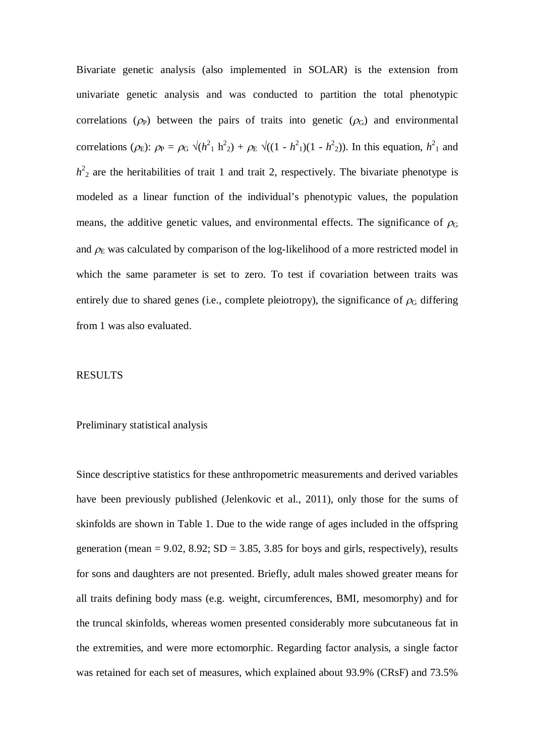Bivariate genetic analysis (also implemented in SOLAR) is the extension from univariate genetic analysis and was conducted to partition the total phenotypic correlations ($\rho_P$) between the pairs of traits into genetic ($\rho_G$) and environmental correlations ($\rho_E$): $\rho_P = \rho_G \sqrt{(h^2_1\ h^2_2)} + \rho_E \sqrt{((1 - h^2_1)(1 - h^2_2))}$. In this equation, $h^2_1$ and $h^2_2$ are the heritabilities of trait 1 and trait 2, respectively. The bivariate phenotype is modeled as a linear function of the individual's phenotypic values, the population means, the additive genetic values, and environmental effects. The significance of $\rho_G$ and $\rho_E$ was calculated by comparison of the log-likelihood of a more restricted model in which the same parameter is set to zero. To test if covariation between traits was entirely due to shared genes (i.e., complete pleiotropy), the significance of $\rho_G$ differing from 1 was also evaluated.

## RESULTS

### Preliminary statistical analysis

Since descriptive statistics for these anthropometric measurements and derived variables have been previously published (Jelenkovic et al., 2011), only those for the sums of skinfolds are shown in Table 1. Due to the wide range of ages included in the offspring generation (mean = 9.02, 8.92; SD = 3.85, 3.85 for boys and girls, respectively), results for sons and daughters are not presented. Briefly, adult males showed greater means for all traits defining body mass (e.g. weight, circumferences, BMI, mesomorphy) and for the truncal skinfolds, whereas women presented considerably more subcutaneous fat in the extremities, and were more ectomorphic. Regarding factor analysis, a single factor was retained for each set of measures, which explained about 93.9% (CRsF) and 73.5%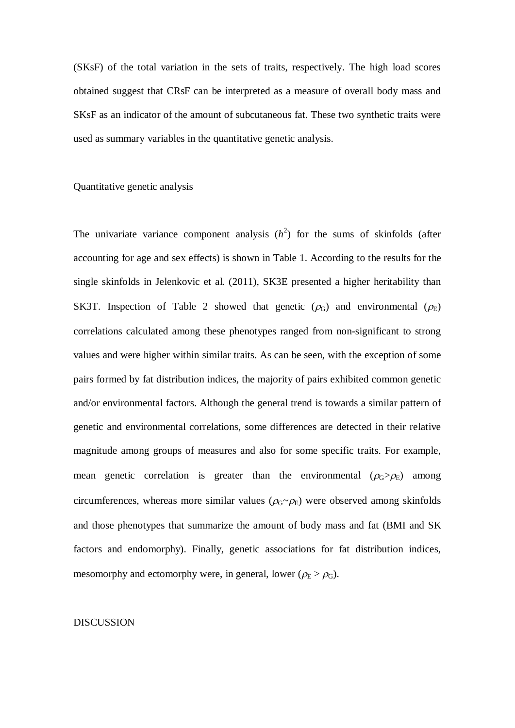(SKsF) of the total variation in the sets of traits, respectively. The high load scores obtained suggest that CRsF can be interpreted as a measure of overall body mass and SKsF as an indicator of the amount of subcutaneous fat. These two synthetic traits were used as summary variables in the quantitative genetic analysis.

## Quantitative genetic analysis

The univariate variance component analysis ($h^2$) for the sums of skinfolds (after accounting for age and sex effects) is shown in Table 1. According to the results for the single skinfolds in Jelenkovic et al. (2011), SK3E presented a higher heritability than SK3T. Inspection of Table 2 showed that genetic ($\rho_G$) and environmental ($\rho_E$) correlations calculated among these phenotypes ranged from non-significant to strong values and were higher within similar traits. As can be seen, with the exception of some pairs formed by fat distribution indices, the majority of pairs exhibited common genetic and/or environmental factors. Although the general trend is towards a similar pattern of genetic and environmental correlations, some differences are detected in their relative magnitude among groups of measures and also for some specific traits. For example, mean genetic correlation is greater than the environmental ($\rho_G > \rho_E$) among circumferences, whereas more similar values ($\rho_G \sim \rho_E$) were observed among skinfolds and those phenotypes that summarize the amount of body mass and fat (BMI and SK factors and endomorphy). Finally, genetic associations for fat distribution indices, mesomorphy and ectomorphy were, in general, lower ($\rho_E > \rho_G$).

## DISCUSSION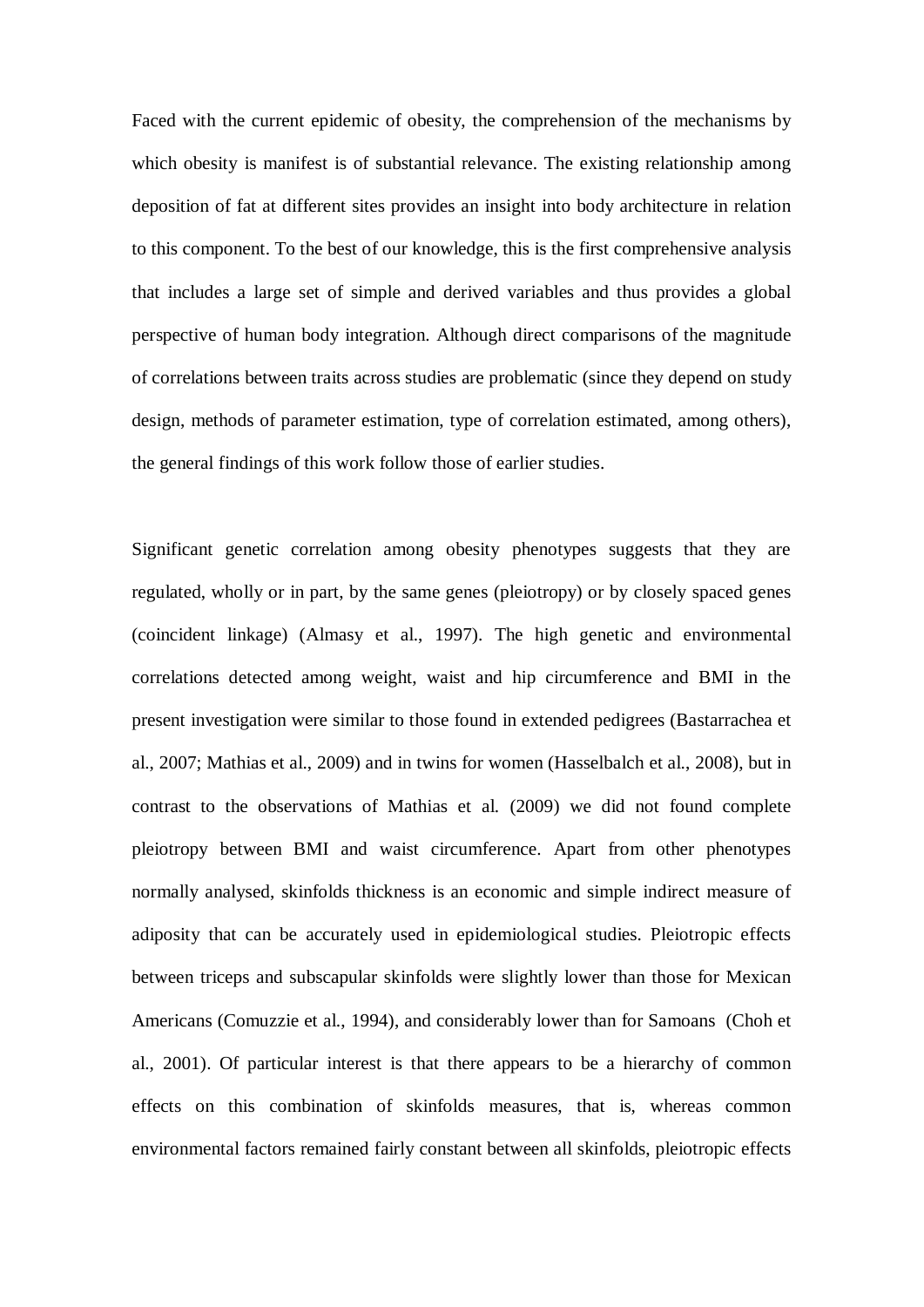Faced with the current epidemic of obesity, the comprehension of the mechanisms by which obesity is manifest is of substantial relevance. The existing relationship among deposition of fat at different sites provides an insight into body architecture in relation to this component. To the best of our knowledge, this is the first comprehensive analysis that includes a large set of simple and derived variables and thus provides a global perspective of human body integration. Although direct comparisons of the magnitude of correlations between traits across studies are problematic (since they depend on study design, methods of parameter estimation, type of correlation estimated, among others), the general findings of this work follow those of earlier studies.

Significant genetic correlation among obesity phenotypes suggests that they are regulated, wholly or in part, by the same genes (pleiotropy) or by closely spaced genes (coincident linkage) (Almasy et al., 1997). The high genetic and environmental correlations detected among weight, waist and hip circumference and BMI in the present investigation were similar to those found in extended pedigrees (Bastarrachea et al., 2007; Mathias et al., 2009) and in twins for women (Hasselbalch et al., 2008), but in contrast to the observations of Mathias et al. (2009) we did not found complete pleiotropy between BMI and waist circumference. Apart from other phenotypes normally analysed, skinfolds thickness is an economic and simple indirect measure of adiposity that can be accurately used in epidemiological studies. Pleiotropic effects between triceps and subscapular skinfolds were slightly lower than those for Mexican Americans (Comuzzie et al., 1994), and considerably lower than for Samoans (Choh et al., 2001). Of particular interest is that there appears to be a hierarchy of common effects on this combination of skinfolds measures, that is, whereas common environmental factors remained fairly constant between all skinfolds, pleiotropic effects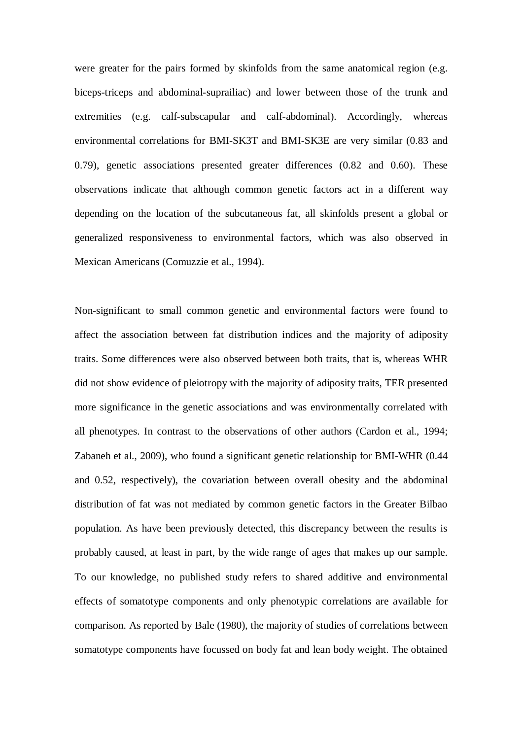were greater for the pairs formed by skinfolds from the same anatomical region (e.g. biceps-triceps and abdominal-suprailiac) and lower between those of the trunk and extremities (e.g. calf-subscapular and calf-abdominal). Accordingly, whereas environmental correlations for BMI-SK3T and BMI-SK3E are very similar (0.83 and 0.79), genetic associations presented greater differences (0.82 and 0.60). These observations indicate that although common genetic factors act in a different way depending on the location of the subcutaneous fat, all skinfolds present a global or generalized responsiveness to environmental factors, which was also observed in Mexican Americans (Comuzzie et al., 1994).

Non-significant to small common genetic and environmental factors were found to affect the association between fat distribution indices and the majority of adiposity traits. Some differences were also observed between both traits, that is, whereas WHR did not show evidence of pleiotropy with the majority of adiposity traits, TER presented more significance in the genetic associations and was environmentally correlated with all phenotypes. In contrast to the observations of other authors (Cardon et al., 1994; Zabaneh et al., 2009), who found a significant genetic relationship for BMI-WHR (0.44 and 0.52, respectively), the covariation between overall obesity and the abdominal distribution of fat was not mediated by common genetic factors in the Greater Bilbao population. As have been previously detected, this discrepancy between the results is probably caused, at least in part, by the wide range of ages that makes up our sample. To our knowledge, no published study refers to shared additive and environmental effects of somatotype components and only phenotypic correlations are available for comparison. As reported by Bale (1980), the majority of studies of correlations between somatotype components have focussed on body fat and lean body weight. The obtained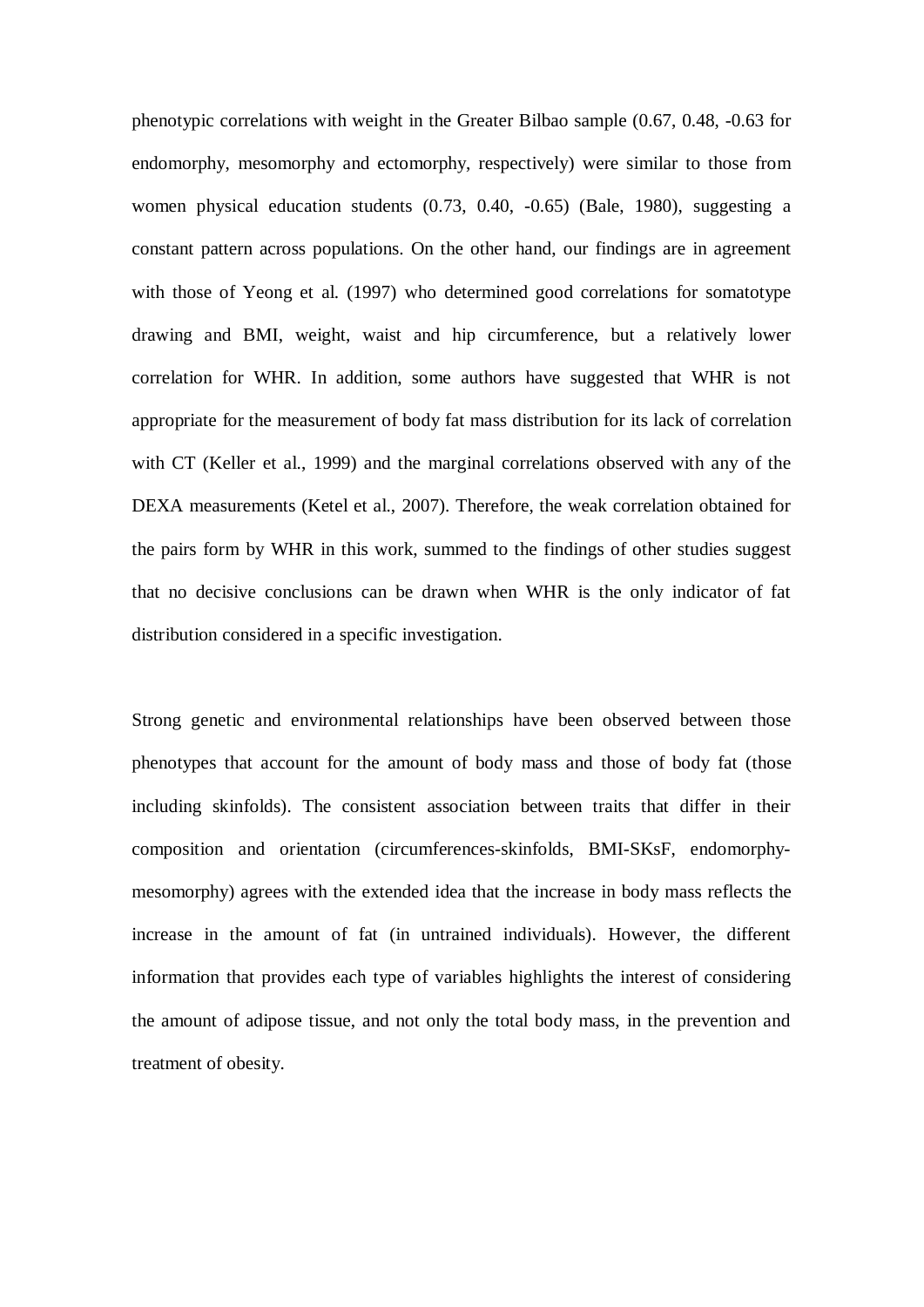phenotypic correlations with weight in the Greater Bilbao sample (0.67, 0.48, -0.63 for endomorphy, mesomorphy and ectomorphy, respectively) were similar to those from women physical education students (0.73, 0.40, -0.65) (Bale, 1980), suggesting a constant pattern across populations. On the other hand, our findings are in agreement with those of Yeong et al. (1997) who determined good correlations for somatotype drawing and BMI, weight, waist and hip circumference, but a relatively lower correlation for WHR. In addition, some authors have suggested that WHR is not appropriate for the measurement of body fat mass distribution for its lack of correlation with CT (Keller et al., 1999) and the marginal correlations observed with any of the DEXA measurements (Ketel et al., 2007). Therefore, the weak correlation obtained for the pairs form by WHR in this work, summed to the findings of other studies suggest that no decisive conclusions can be drawn when WHR is the only indicator of fat distribution considered in a specific investigation.

Strong genetic and environmental relationships have been observed between those phenotypes that account for the amount of body mass and those of body fat (those including skinfolds). The consistent association between traits that differ in their composition and orientation (circumferences-skinfolds, BMI-SKsF, endomorphy-mesomorphy) agrees with the extended idea that the increase in body mass reflects the increase in the amount of fat (in untrained individuals). However, the different information that provides each type of variables highlights the interest of considering the amount of adipose tissue, and not only the total body mass, in the prevention and treatment of obesity.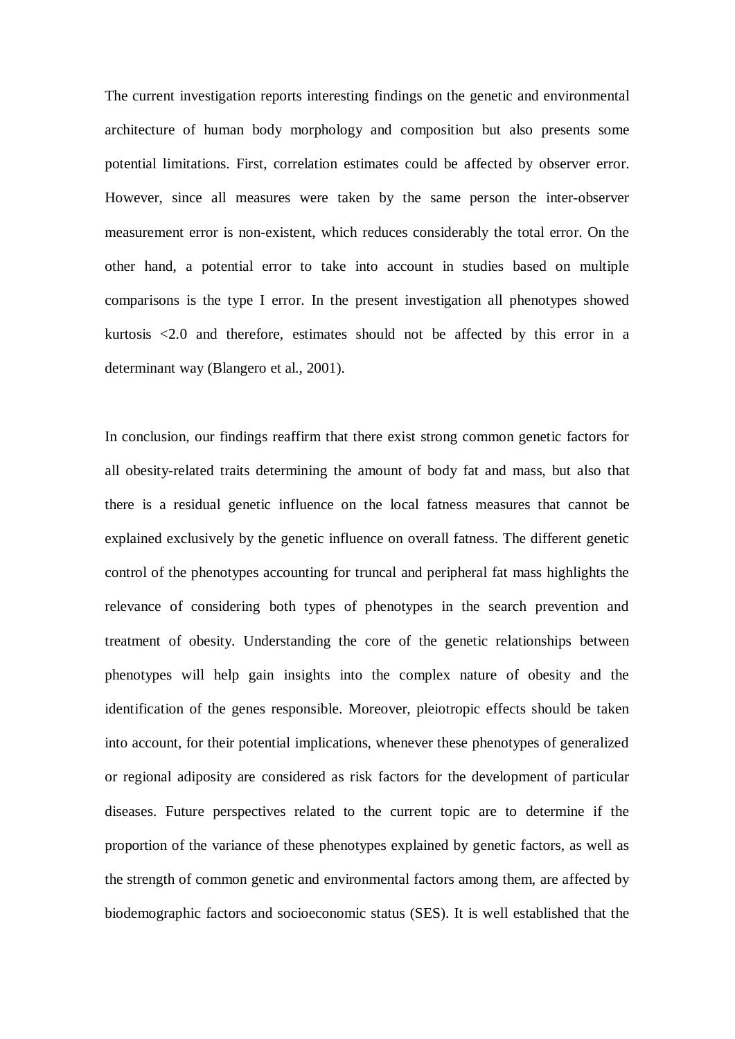The current investigation reports interesting findings on the genetic and environmental architecture of human body morphology and composition but also presents some potential limitations. First, correlation estimates could be affected by observer error. However, since all measures were taken by the same person the inter-observer measurement error is non-existent, which reduces considerably the total error. On the other hand, a potential error to take into account in studies based on multiple comparisons is the type I error. In the present investigation all phenotypes showed kurtosis <2.0 and therefore, estimates should not be affected by this error in a determinant way (Blangero et al., 2001).

In conclusion, our findings reaffirm that there exist strong common genetic factors for all obesity-related traits determining the amount of body fat and mass, but also that there is a residual genetic influence on the local fatness measures that cannot be explained exclusively by the genetic influence on overall fatness. The different genetic control of the phenotypes accounting for truncal and peripheral fat mass highlights the relevance of considering both types of phenotypes in the search prevention and treatment of obesity. Understanding the core of the genetic relationships between phenotypes will help gain insights into the complex nature of obesity and the identification of the genes responsible. Moreover, pleiotropic effects should be taken into account, for their potential implications, whenever these phenotypes of generalized or regional adiposity are considered as risk factors for the development of particular diseases. Future perspectives related to the current topic are to determine if the proportion of the variance of these phenotypes explained by genetic factors, as well as the strength of common genetic and environmental factors among them, are affected by biodemographic factors and socioeconomic status (SES). It is well established that the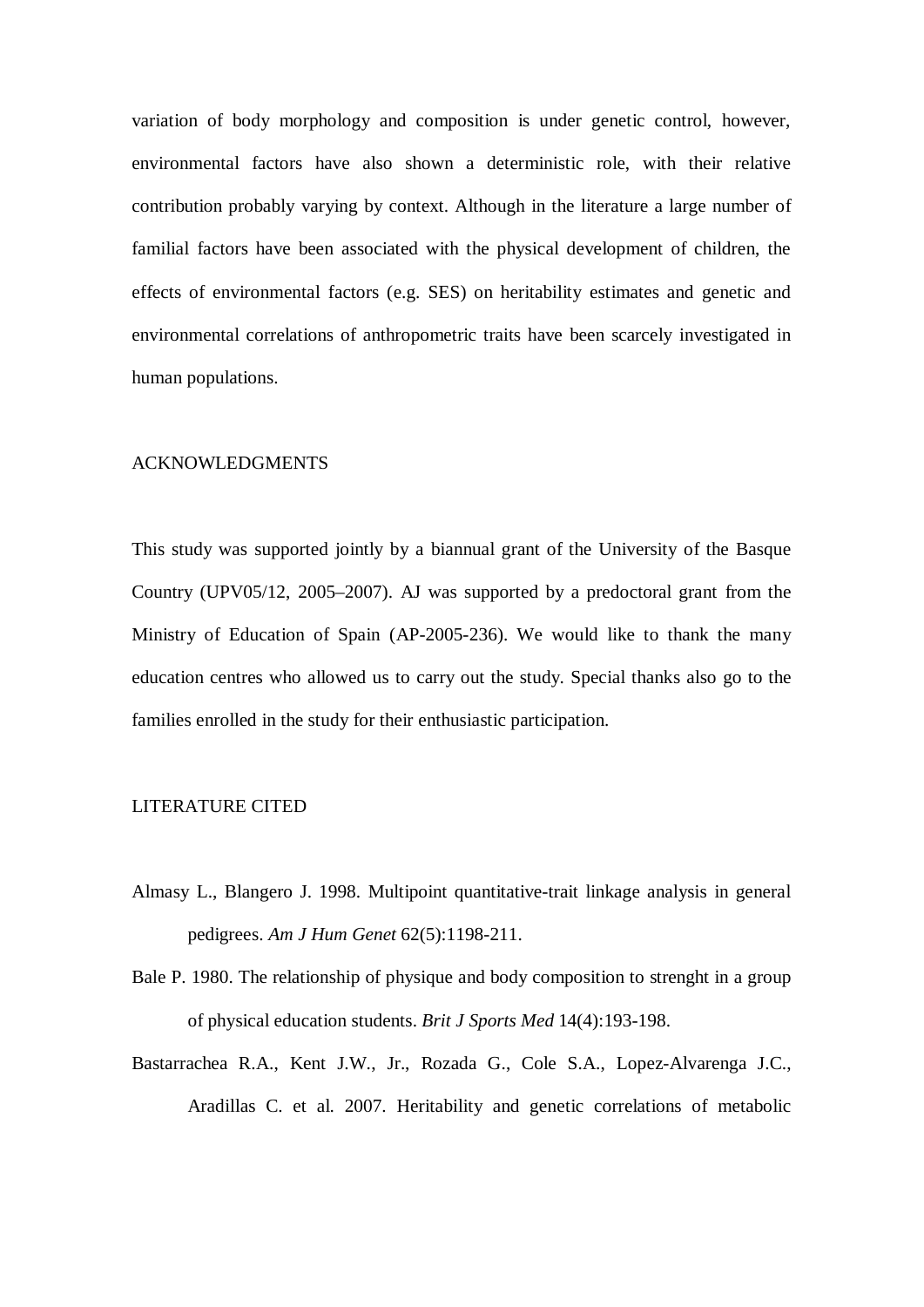variation of body morphology and composition is under genetic control, however, environmental factors have also shown a deterministic role, with their relative contribution probably varying by context. Although in the literature a large number of familial factors have been associated with the physical development of children, the effects of environmental factors (e.g. SES) on heritability estimates and genetic and environmental correlations of anthropometric traits have been scarcely investigated in human populations.

## ACKNOWLEDGMENTS

This study was supported jointly by a biannual grant of the University of the Basque Country (UPV05/12, 2005–2007). AJ was supported by a predoctoral grant from the Ministry of Education of Spain (AP-2005-236). We would like to thank the many education centres who allowed us to carry out the study. Special thanks also go to the families enrolled in the study for their enthusiastic participation.

## LITERATURE CITED

Almasy L., Blangero J. 1998. Multipoint quantitative-trait linkage analysis in general pedigrees. *Am J Hum Genet* 62(5):1198-211.

Bale P. 1980. The relationship of physique and body composition to strenght in a group of physical education students. *Brit J Sports Med* 14(4):193-198.

Bastarrachea R.A., Kent J.W., Jr., Rozada G., Cole S.A., Lopez-Alvarenga J.C., Aradillas C. et al. 2007. Heritability and genetic correlations of metabolic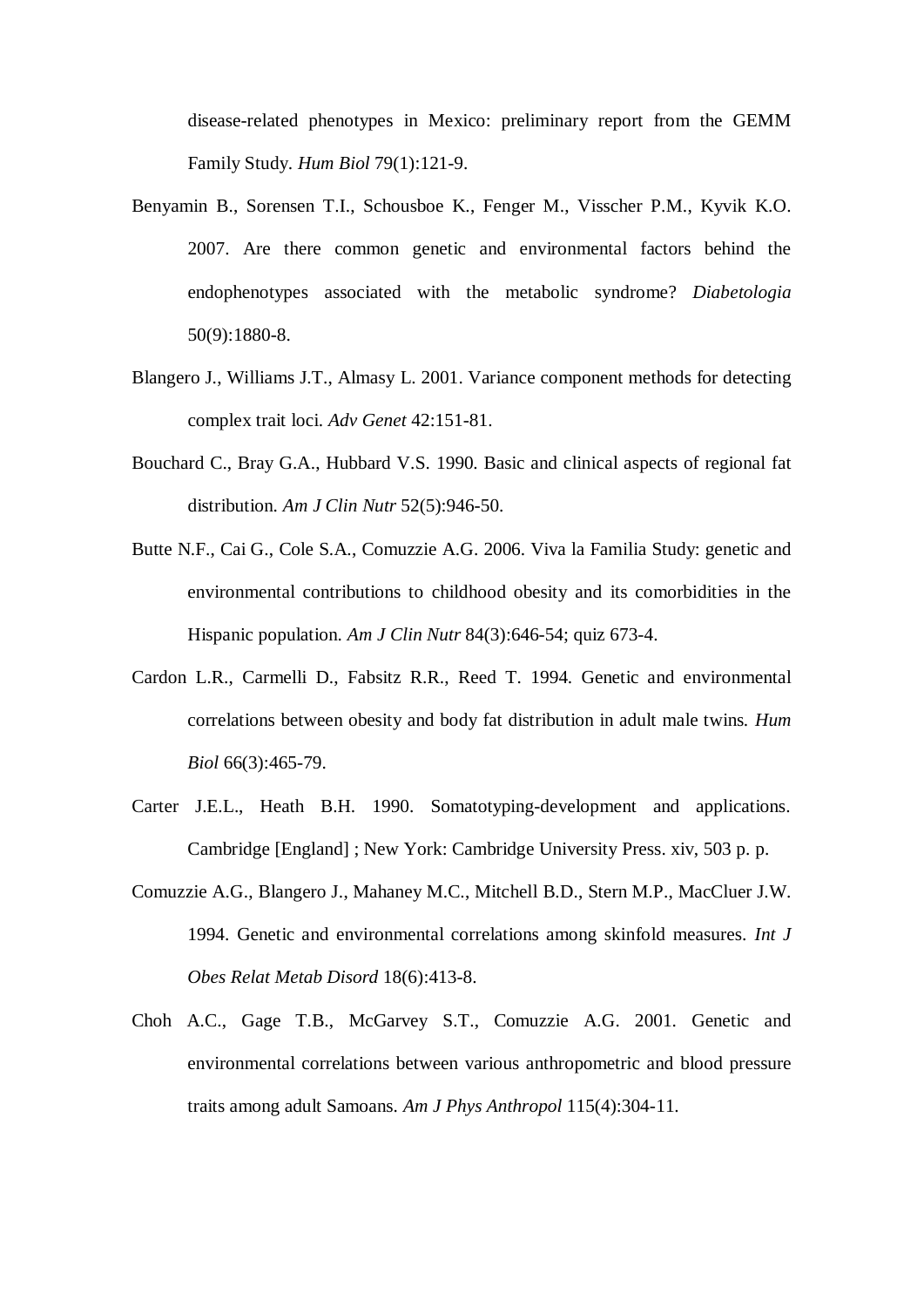disease-related phenotypes in Mexico: preliminary report from the GEMM Family Study. *Hum Biol* 79(1):121-9.

Benyamin B., Sorensen T.I., Schousboe K., Fenger M., Visscher P.M., Kyvik K.O. 2007. Are there common genetic and environmental factors behind the endophenotypes associated with the metabolic syndrome? *Diabetologia* 50(9):1880-8.

Blangero J., Williams J.T., Almasy L. 2001. Variance component methods for detecting complex trait loci. *Adv Genet* 42:151-81.

Bouchard C., Bray G.A., Hubbard V.S. 1990. Basic and clinical aspects of regional fat distribution. *Am J Clin Nutr* 52(5):946-50.

Butte N.F., Cai G., Cole S.A., Comuzzie A.G. 2006. Viva la Familia Study: genetic and environmental contributions to childhood obesity and its comorbidities in the Hispanic population. *Am J Clin Nutr* 84(3):646-54; quiz 673-4.

Cardon L.R., Carmelli D., Fabsitz R.R., Reed T. 1994. Genetic and environmental correlations between obesity and body fat distribution in adult male twins. *Hum Biol* 66(3):465-79.

Carter J.E.L., Heath B.H. 1990. Somatotyping-development and applications. Cambridge [England] ; New York: Cambridge University Press. xiv, 503 p. p.

Comuzzie A.G., Blangero J., Mahaney M.C., Mitchell B.D., Stern M.P., MacCluer J.W. 1994. Genetic and environmental correlations among skinfold measures. *Int J Obes Relat Metab Disord* 18(6):413-8.

Choh A.C., Gage T.B., McGarvey S.T., Comuzzie A.G. 2001. Genetic and environmental correlations between various anthropometric and blood pressure traits among adult Samoans. *Am J Phys Anthropol* 115(4):304-11.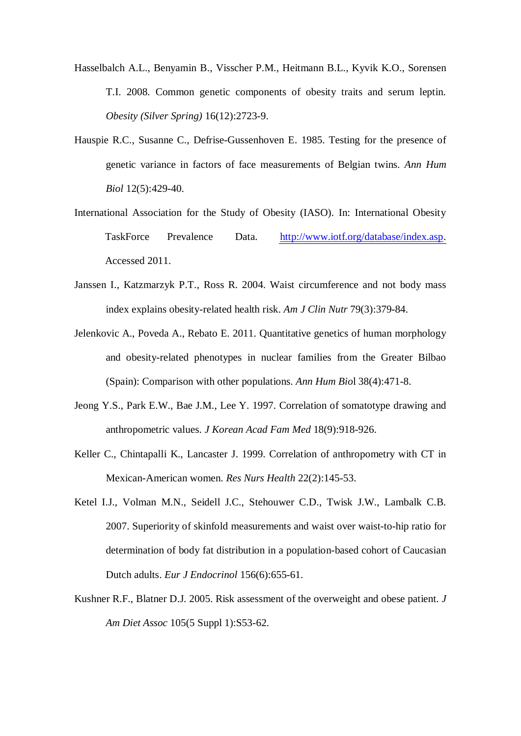Hasselbalch A.L., Benyamin B., Visscher P.M., Heitmann B.L., Kyvik K.O., Sorensen T.I. 2008. Common genetic components of obesity traits and serum leptin. *Obesity (Silver Spring)* 16(12):2723-9.

Hauspie R.C., Susanne C., Defrise-Gussenhoven E. 1985. Testing for the presence of genetic variance in factors of face measurements of Belgian twins. *Ann Hum Biol* 12(5):429-40.

International Association for the Study of Obesity (IASO). In: International Obesity TaskForce Prevalence Data. http://www.iotf.org/database/index.asp. Accessed 2011.

Janssen I., Katzmarzyk P.T., Ross R. 2004. Waist circumference and not body mass index explains obesity-related health risk. *Am J Clin Nutr* 79(3):379-84.

Jelenkovic A., Poveda A., Rebato E. 2011. Quantitative genetics of human morphology and obesity-related phenotypes in nuclear families from the Greater Bilbao (Spain): Comparison with other populations. *Ann Hum Bio*l 38(4):471-8.

Jeong Y.S., Park E.W., Bae J.M., Lee Y. 1997. Correlation of somatotype drawing and anthropometric values. *J Korean Acad Fam Med* 18(9):918-926.

Keller C., Chintapalli K., Lancaster J. 1999. Correlation of anthropometry with CT in Mexican-American women. *Res Nurs Health* 22(2):145-53.

Ketel I.J., Volman M.N., Seidell J.C., Stehouwer C.D., Twisk J.W., Lambalk C.B. 2007. Superiority of skinfold measurements and waist over waist-to-hip ratio for determination of body fat distribution in a population-based cohort of Caucasian Dutch adults. *Eur J Endocrinol* 156(6):655-61.

Kushner R.F., Blatner D.J. 2005. Risk assessment of the overweight and obese patient. *J Am Diet Assoc* 105(5 Suppl 1):S53-62.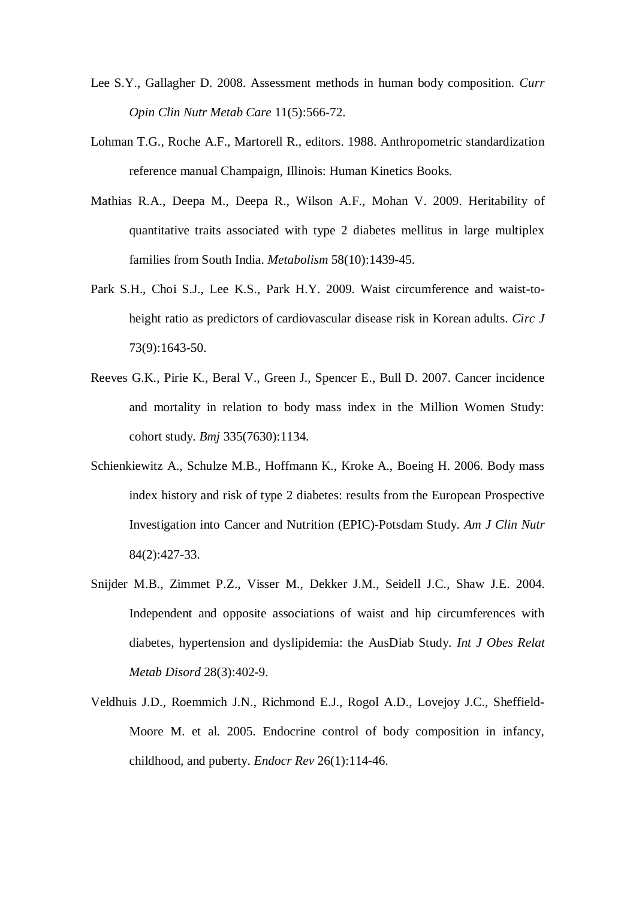Lee S.Y., Gallagher D. 2008. Assessment methods in human body composition. *Curr Opin Clin Nutr Metab Care* 11(5):566-72.

Lohman T.G., Roche A.F., Martorell R., editors. 1988. Anthropometric standardization reference manual Champaign, Illinois: Human Kinetics Books.

Mathias R.A., Deepa M., Deepa R., Wilson A.F., Mohan V. 2009. Heritability of quantitative traits associated with type 2 diabetes mellitus in large multiplex families from South India. *Metabolism* 58(10):1439-45.

Park S.H., Choi S.J., Lee K.S., Park H.Y. 2009. Waist circumference and waist-to-height ratio as predictors of cardiovascular disease risk in Korean adults. *Circ J* 73(9):1643-50.

Reeves G.K., Pirie K., Beral V., Green J., Spencer E., Bull D. 2007. Cancer incidence and mortality in relation to body mass index in the Million Women Study: cohort study. *Bmj* 335(7630):1134.

Schienkiewitz A., Schulze M.B., Hoffmann K., Kroke A., Boeing H. 2006. Body mass index history and risk of type 2 diabetes: results from the European Prospective Investigation into Cancer and Nutrition (EPIC)-Potsdam Study. *Am J Clin Nutr* 84(2):427-33.

Snijder M.B., Zimmet P.Z., Visser M., Dekker J.M., Seidell J.C., Shaw J.E. 2004. Independent and opposite associations of waist and hip circumferences with diabetes, hypertension and dyslipidemia: the AusDiab Study. *Int J Obes Relat Metab Disord* 28(3):402-9.

Veldhuis J.D., Roemmich J.N., Richmond E.J., Rogol A.D., Lovejoy J.C., Sheffield-Moore M. et al. 2005. Endocrine control of body composition in infancy, childhood, and puberty. *Endocr Rev* 26(1):114-46.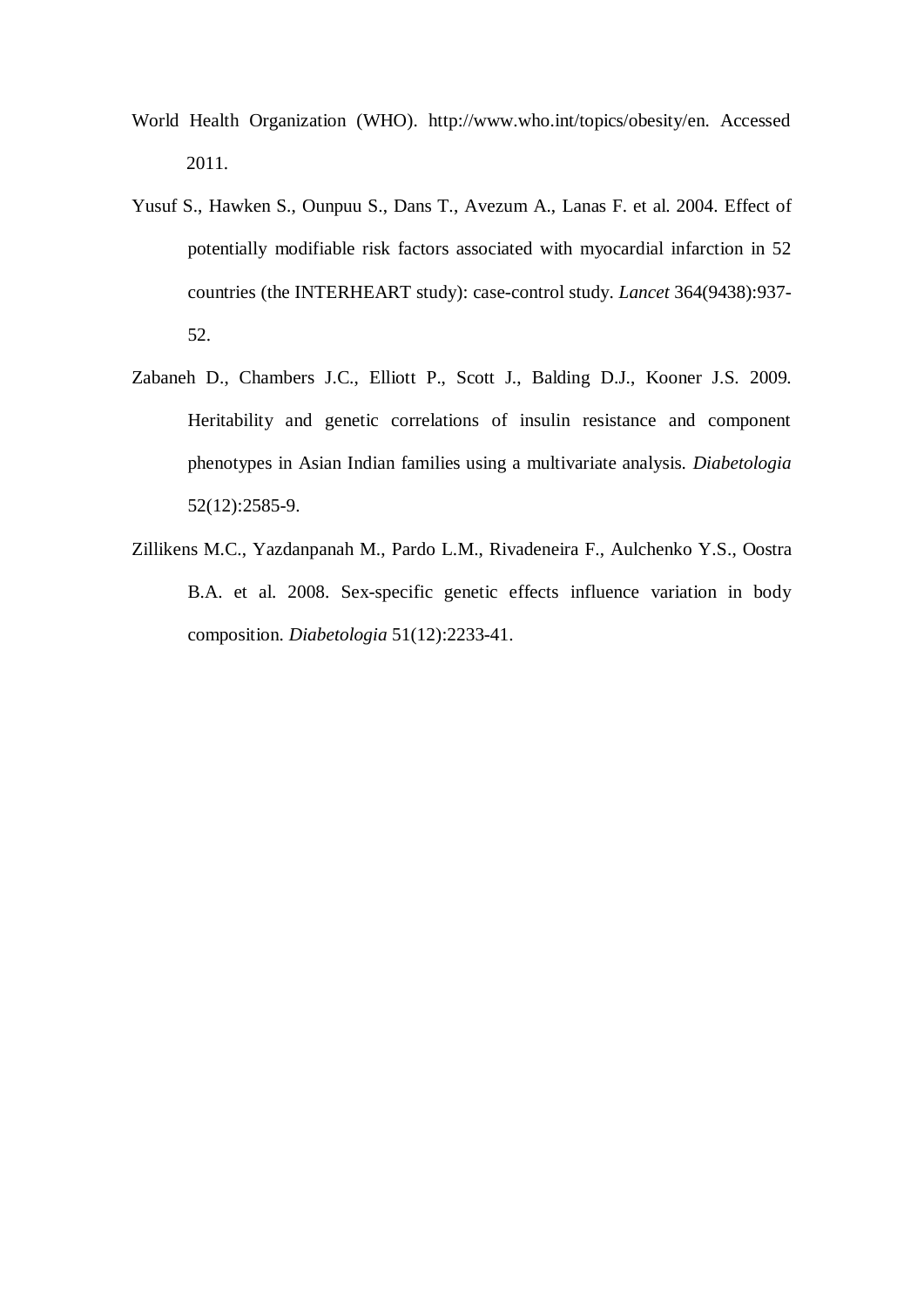World Health Organization (WHO). http://www.who.int/topics/obesity/en. Accessed 2011.

Yusuf S., Hawken S., Ounpuu S., Dans T., Avezum A., Lanas F. et al. 2004. Effect of potentially modifiable risk factors associated with myocardial infarction in 52 countries (the INTERHEART study): case-control study. *Lancet* 364(9438):937-52.

Zabaneh D., Chambers J.C., Elliott P., Scott J., Balding D.J., Kooner J.S. 2009. Heritability and genetic correlations of insulin resistance and component phenotypes in Asian Indian families using a multivariate analysis. *Diabetologia* 52(12):2585-9.

Zillikens M.C., Yazdanpanah M., Pardo L.M., Rivadeneira F., Aulchenko Y.S., Oostra B.A. et al. 2008. Sex-specific genetic effects influence variation in body composition. *Diabetologia* 51(12):2233-41.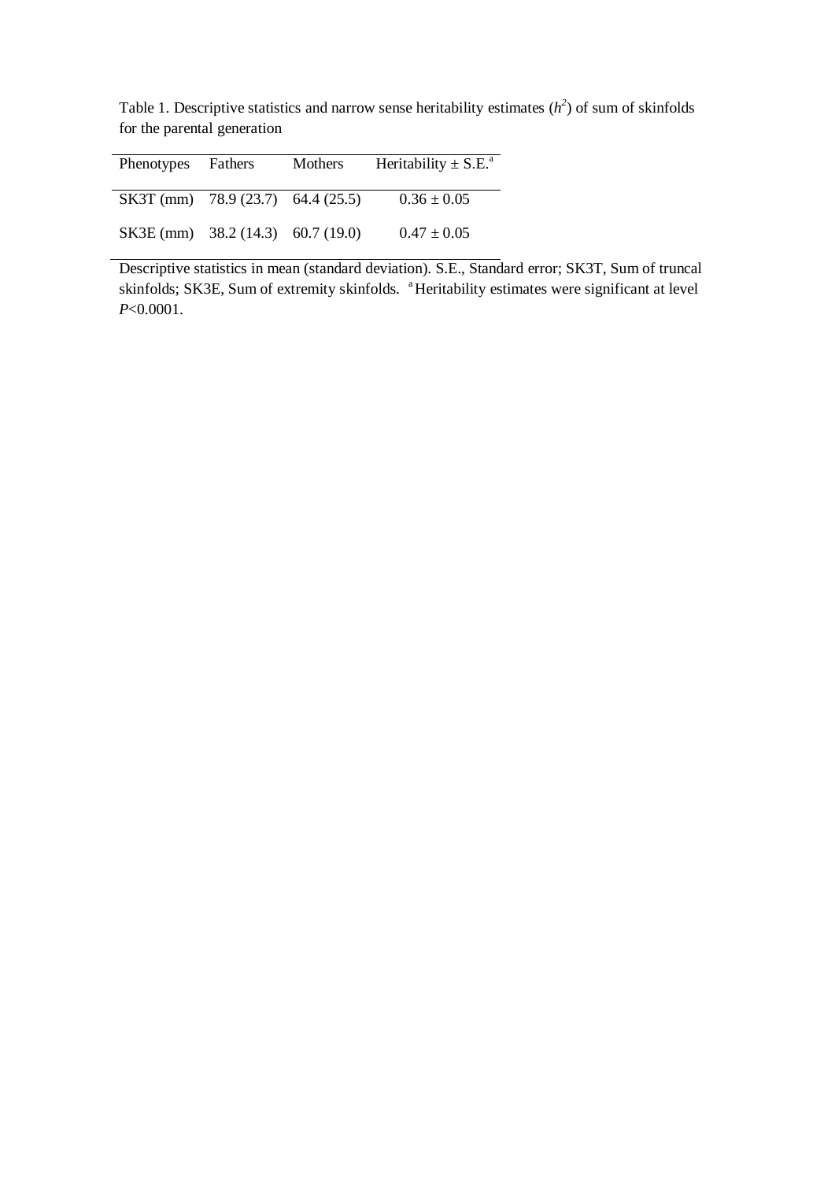Table 1. Descriptive statistics and narrow sense heritability estimates ($h^2$) of sum of skinfolds for the parental generation

| Phenotypes | Fathers | Mothers | Heritability ± S.E.[a] |
|---|---|---|---|
| SK3T (mm) | 78.9 (23.7) | 64.4 (25.5) | 0.36 ± 0.05 |
| SK3E (mm) | 38.2 (14.3) | 60.7 (19.0) | 0.47 ± 0.05 |

Descriptive statistics in mean (standard deviation). S.E., Standard error; SK3T, Sum of truncal skinfolds; SK3E, Sum of extremity skinfolds. [a] Heritability estimates were significant at level $P$<0.0001.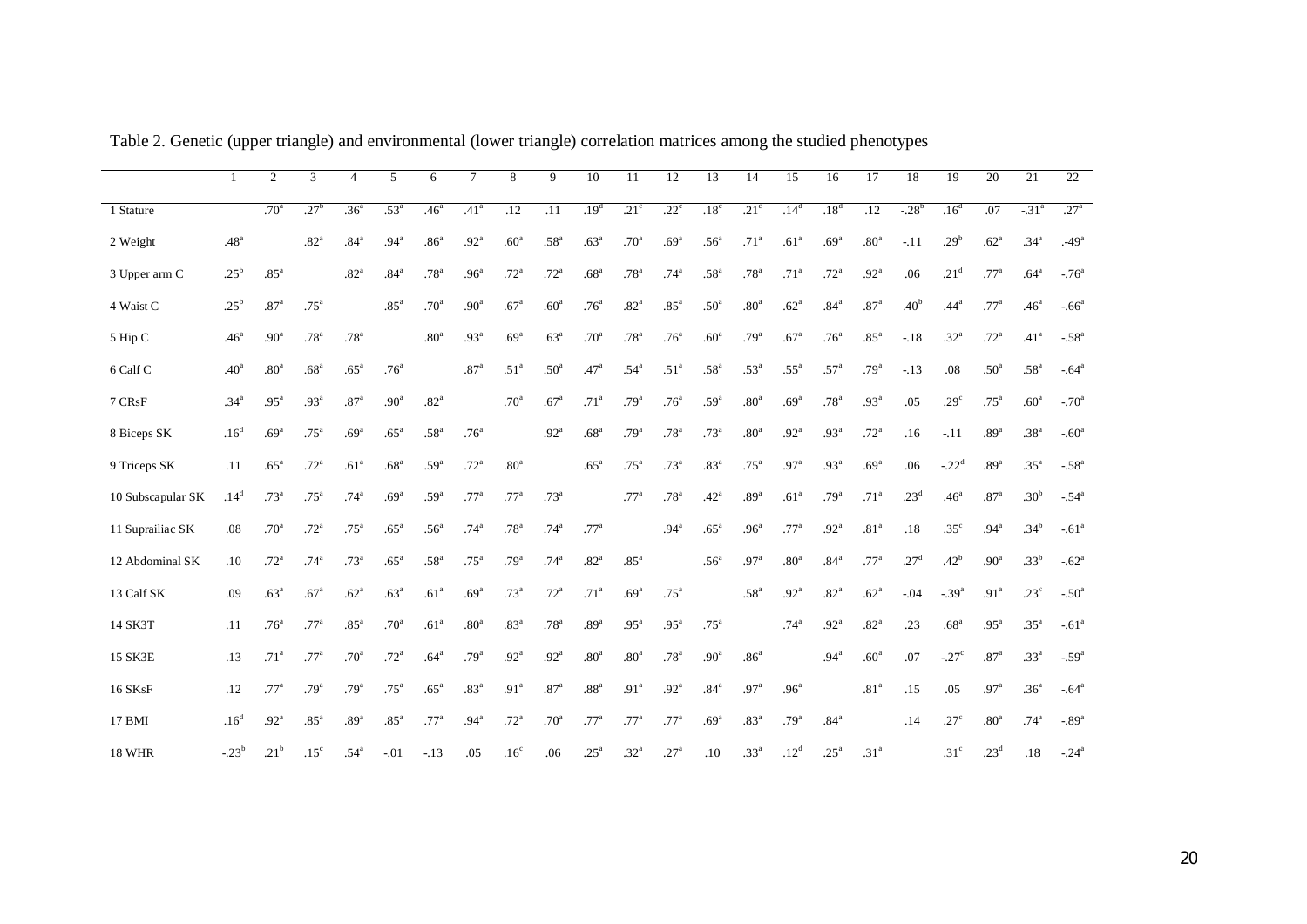Table 2. Genetic (upper triangle) and environmental (lower triangle) correlation matrices among the studied phenotypes

| | 1 | 2 | 3 | 4 | 5 | 6 | 7 | 8 | 9 | 10 | 11 | 12 | 13 | 14 | 15 | 16 | 17 | 18 | 19 | 20 | 21 | 22 |
|---|---|---|---|---|---|---|---|---|---|---|---|---|---|---|---|---|---|---|---|---|---|---|
| 1 Stature | | .70[a] | .27[b] | .36[a] | .53[a] | .46[a] | .41[a] | .12 | .11 | .19[d] | .21[c] | .22[c] | .18[c] | .21[c] | .14[d] | .18[d] | .12 | -.28[b] | .16[d] | .07 | -.31[a] | .27[a] |
| 2 Weight | .48[a] | | .82[a] | .84[a] | .94[a] | .86[a] | .92[a] | .60[a] | .58[a] | .63[a] | .70[a] | .69[a] | .56[a] | .71[a] | .61[a] | .69[a] | .80[a] | -.11 | .29[b] | .62[a] | .34[a] | -.49[a] |
| 3 Upper arm C | .25[b] | .85[a] | | .82[a] | .84[a] | .78[a] | .96[a] | .72[a] | .72[a] | .68[a] | .78[a] | .74[a] | .58[a] | .78[a] | .71[a] | .72[a] | .92[a] | .06 | .21[d] | .77[a] | .64[a] | -.76[a] |
| 4 Waist C | .25[b] | .87[a] | .75[a] | | .85[a] | .70[a] | .90[a] | .67[a] | .60[a] | .76[a] | .82[a] | .85[a] | .50[a] | .80[a] | .62[a] | .84[a] | .87[a] | .40[b] | .44[a] | .77[a] | .46[a] | -.66[a] |
| 5 Hip C | .46[a] | .90[a] | .78[a] | .78[a] | | .80[a] | .93[a] | .69[a] | .63[a] | .70[a] | .78[a] | .76[a] | .60[a] | .79[a] | .67[a] | .76[a] | .85[a] | -.18 | .32[a] | .72[a] | .41[a] | -.58[a] |
| 6 Calf C | .40[a] | .80[a] | .68[a] | .65[a] | .76[a] | | .87[a] | .51[a] | .50[a] | .47[a] | .54[a] | .51[a] | .58[a] | .53[a] | .55[a] | .57[a] | .79[a] | -.13 | .08 | .50[a] | .58[a] | -.64[a] |
| 7 CRsF | .34[a] | .95[a] | .93[a] | .87[a] | .90[a] | .82[a] | | .70[a] | .67[a] | .71[a] | .79[a] | .76[a] | .59[a] | .80[a] | .69[a] | .78[a] | .93[a] | .05 | .29[c] | .75[a] | .60[a] | -.70[a] |
| 8 Biceps SK | .16[d] | .69[a] | .75[a] | .69[a] | .65[a] | .58[a] | .76[a] | | .92[a] | .68[a] | .79[a] | .78[a] | .73[a] | .80[a] | .92[a] | .93[a] | .72[a] | .16 | -.11 | .89[a] | .38[a] | -.60[a] |
| 9 Triceps SK | .11 | .65[a] | .72[a] | .61[a] | .68[a] | .59[a] | .72[a] | .80[a] | | .65[a] | .75[a] | .73[a] | .83[a] | .75[a] | .97[a] | .93[a] | .69[a] | .06 | -.22[d] | .89[a] | .35[a] | -.58[a] |
| 10 Subscapular SK | .14[d] | .73[a] | .75[a] | .74[a] | .69[a] | .59[a] | .77[a] | .77[a] | .73[a] | | .77[a] | .78[a] | .42[a] | .89[a] | .61[a] | .79[a] | .71[a] | .23[d] | .46[a] | .87[a] | .30[b] | -.54[a] |
| 11 Suprailiac SK | .08 | .70[a] | .72[a] | .75[a] | .65[a] | .56[a] | .74[a] | .78[a] | .74[a] | .77[a] | | .94[a] | .65[a] | .96[a] | .77[a] | .92[a] | .81[a] | .18 | .35[c] | .94[a] | .34[b] | -.61[a] |
| 12 Abdominal SK | .10 | .72[a] | .74[a] | .73[a] | .65[a] | .58[a] | .75[a] | .79[a] | .74[a] | .82[a] | .85[a] | | .56[a] | .97[a] | .80[a] | .84[a] | .77[a] | .27[d] | .42[b] | .90[a] | .33[b] | -.62[a] |
| 13 Calf SK | .09 | .63[a] | .67[a] | .62[a] | .63[a] | .61[a] | .69[a] | .73[a] | .72[a] | .71[a] | .69[a] | .75[a] | | .58[a] | .92[a] | .82[a] | .62[a] | -.04 | -.39[a] | .91[a] | .23[c] | -.50[a] |
| 14 SK3T | .11 | .76[a] | .77[a] | .85[a] | .70[a] | .61[a] | .80[a] | .83[a] | .78[a] | .89[a] | .95[a] | .95[a] | .75[a] | | .74[a] | .92[a] | .82[a] | .23 | .68[a] | .95[a] | .35[a] | -.61[a] |
| 15 SK3E | .13 | .71[a] | .77[a] | .70[a] | .72[a] | .64[a] | .79[a] | .92[a] | .92[a] | .80[a] | .80[a] | .78[a] | .90[a] | .86[a] | | .94[a] | .60[a] | .07 | -.27[c] | .87[a] | .33[a] | -.59[a] |
| 16 SKsF | .12 | .77[a] | .79[a] | .79[a] | .75[a] | .65[a] | .83[a] | .91[a] | .87[a] | .88[a] | .91[a] | .92[a] | .84[a] | .97[a] | .96[a] | | .81[a] | .15 | .05 | .97[a] | .36[a] | -.64[a] |
| 17 BMI | .16[d] | .92[a] | .85[a] | .89[a] | .85[a] | .77[a] | .94[a] | .72[a] | .70[a] | .77[a] | .77[a] | .77[a] | .69[a] | .83[a] | .79[a] | .84[a] | | .14 | .27[c] | .80[a] | .74[a] | -.89[a] |
| 18 WHR | -.23[b] | .21[b] | .15[c] | .54[a] | -.01 | -.13 | .05 | .16[c] | .06 | .25[a] | .32[a] | .27[a] | .10 | .33[a] | .12[d] | .25[a] | .31[a] | | .31[c] | .23[d] | .18 | -.24[a] |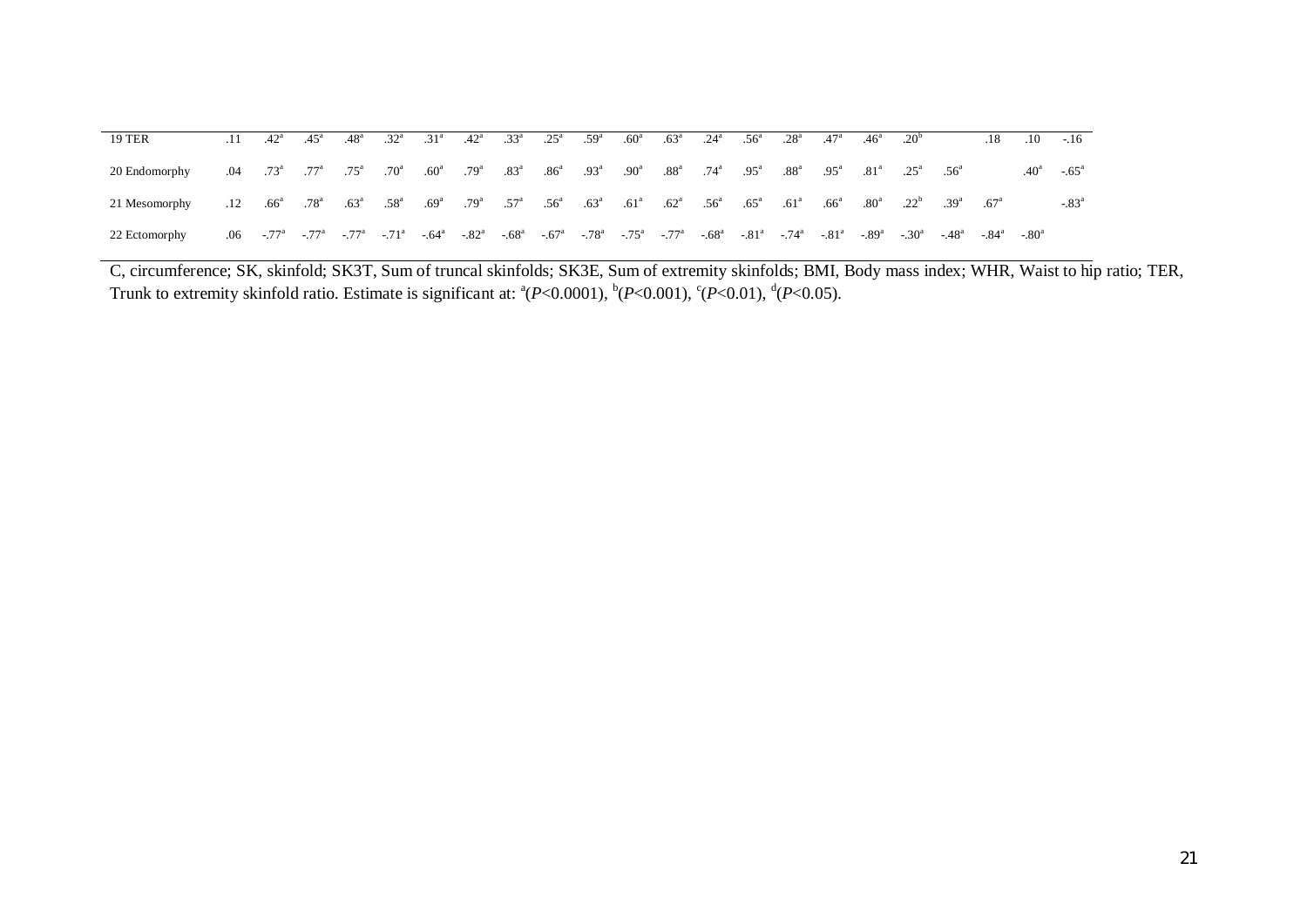| | | | | | | | | | | | | | | | | | | | | | | |
|---|---|---|---|---|---|---|---|---|---|---|---|---|---|---|---|---|---|---|---|---|---|---|
| 19 TER | .11 | .42[a] | .45[a] | .48[a] | .32[a] | .31[a] | .42[a] | .33[a] | .25[a] | .59[a] | .60[a] | .63[a] | .24[a] | .56[a] | .28[a] | .47[a] | .46[a] | .20[b] | | .18 | .10 | -.16 |
| 20 Endomorphy | .04 | .73[a] | .77[a] | .75[a] | .70[a] | .60[a] | .79[a] | .83[a] | .86[a] | .93[a] | .90[a] | .88[a] | .74[a] | .95[a] | .88[a] | .95[a] | .81[a] | .25[a] | .56[a] | | .40[a] | -.65[a] |
| 21 Mesomorphy | .12 | .66[a] | .78[a] | .63[a] | .58[a] | .69[a] | .79[a] | .57[a] | .56[a] | .63[a] | .61[a] | .62[a] | .56[a] | .65[a] | .61[a] | .66[a] | .80[a] | .22[b] | .39[a] | .67[a] | | -.83[a] |
| 22 Ectomorphy | .06 | -.77[a] | -.77[a] | -.77[a] | -.71[a] | -.64[a] | -.82[a] | -.68[a] | -.67[a] | -.78[a] | -.75[a] | -.77[a] | -.68[a] | -.81[a] | -.74[a] | -.81[a] | -.89[a] | -.30[a] | -.48[a] | -.84[a] | -.80[a] | |

C, circumference; SK, skinfold; SK3T, Sum of truncal skinfolds; SK3E, Sum of extremity skinfolds; BMI, Body mass index; WHR, Waist to hip ratio; TER, Trunk to extremity skinfold ratio. Estimate is significant at: [a]($P<0.0001$), [b]($P<0.001$), [c]($P<0.01$), [d]($P<0.05$).